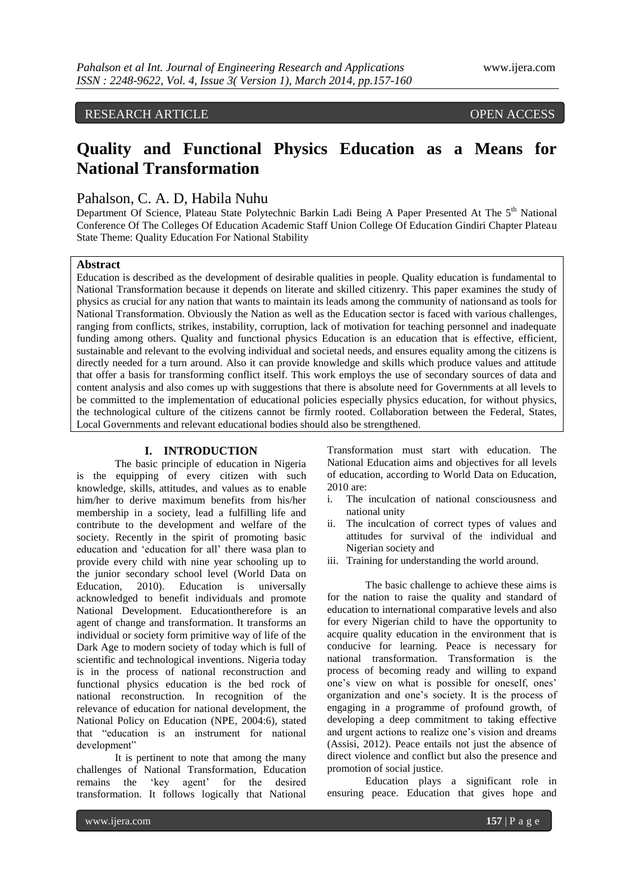RESEARCH ARTICLE OPEN ACCESS

# Quality and Functional Physics Education as a Means for National Transformation

Pahalson, C. A. D, Habila Nuhu

Department Of Science, Plateau State Polytechnic Barkin Ladi Being A Paper Presented At The 5th National Conference Of The Colleges Of Education Academic Staff Union College Of Education Gindiri Chapter Plateau State Theme: Quality Education For National Stability

## Abstract

Education is described as the development of desirable qualities in people. Quality education is fundamental to National Transformation because it depends on literate and skilled citizenry. This paper examines the study of physics as crucial for any nation that wants to maintain its leads among the community of nationsand as tools for National Transformation. Obviously the Nation as well as the Education sector is faced with various challenges, ranging from conflicts, strikes, instability, corruption, lack of motivation for teaching personnel and inadequate funding among others. Quality and functional physics Education is an education that is effective, efficient, sustainable and relevant to the evolving individual and societal needs, and ensures equality among the citizens is directly needed for a turn around. Also it can provide knowledge and skills which produce values and attitude that offer a basis for transforming conflict itself. This work employs the use of secondary sources of data and content analysis and also comes up with suggestions that there is absolute need for Governments at all levels to be committed to the implementation of educational policies especially physics education, for without physics, the technological culture of the citizens cannot be firmly rooted. Collaboration between the Federal, States, Local Governments and relevant educational bodies should also be strengthened.

## I. INTRODUCTION

The basic principle of education in Nigeria is the equipping of every citizen with such knowledge, skills, attitudes, and values as to enable him/her to derive maximum benefits from his/her membership in a society, lead a fulfilling life and contribute to the development and welfare of the society. Recently in the spirit of promoting basic education and 'education for all' there wasa plan to provide every child with nine year schooling up to the junior secondary school level (World Data on Education, 2010). Education is universally acknowledged to benefit individuals and promote National Development. Educationtherefore is an agent of change and transformation. It transforms an individual or society form primitive way of life of the Dark Age to modern society of today which is full of scientific and technological inventions. Nigeria today is in the process of national reconstruction and functional physics education is the bed rock of national reconstruction. In recognition of the relevance of education for national development, the National Policy on Education (NPE, 2004:6), stated that "education is an instrument for national development"

It is pertinent to note that among the many challenges of National Transformation, Education remains the 'key agent' for the desired transformation. It follows logically that National Transformation must start with education. The National Education aims and objectives for all levels of education, according to World Data on Education, 2010 are:

i. The inculcation of national consciousness and national unity
ii. The inculcation of correct types of values and attitudes for survival of the individual and Nigerian society and
iii. Training for understanding the world around.

The basic challenge to achieve these aims is for the nation to raise the quality and standard of education to international comparative levels and also for every Nigerian child to have the opportunity to acquire quality education in the environment that is conducive for learning. Peace is necessary for national transformation. Transformation is the process of becoming ready and willing to expand one's view on what is possible for oneself, ones' organization and one's society. It is the process of engaging in a programme of profound growth, of developing a deep commitment to taking effective and urgent actions to realize one's vision and dreams (Assisi, 2012). Peace entails not just the absence of direct violence and conflict but also the presence and promotion of social justice.

Education plays a significant role in ensuring peace. Education that gives hope and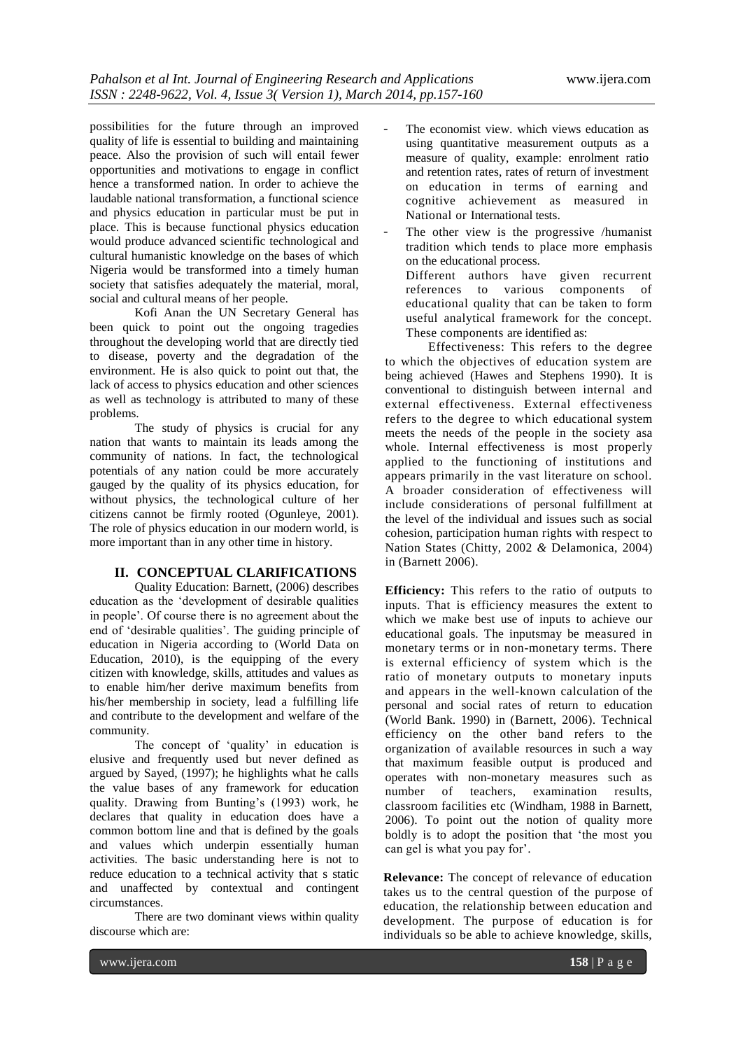possibilities for the future through an improved quality of life is essential to building and maintaining peace. Also the provision of such will entail fewer opportunities and motivations to engage in conflict hence a transformed nation. In order to achieve the laudable national transformation, a functional science and physics education in particular must be put in place. This is because functional physics education would produce advanced scientific technological and cultural humanistic knowledge on the bases of which Nigeria would be transformed into a timely human society that satisfies adequately the material, moral, social and cultural means of her people.

Kofi Anan the UN Secretary General has been quick to point out the ongoing tragedies throughout the developing world that are directly tied to disease, poverty and the degradation of the environment. He is also quick to point out that, the lack of access to physics education and other sciences as well as technology is attributed to many of these problems.

The study of physics is crucial for any nation that wants to maintain its leads among the community of nations. In fact, the technological potentials of any nation could be more accurately gauged by the quality of its physics education, for without physics, the technological culture of her citizens cannot be firmly rooted (Ogunleye, 2001). The role of physics education in our modern world, is more important than in any other time in history.

## II. CONCEPTUAL CLARIFICATIONS

Quality Education: Barnett, (2006) describes education as the 'development of desirable qualities in people'. Of course there is no agreement about the end of 'desirable qualities'. The guiding principle of education in Nigeria according to (World Data on Education, 2010), is the equipping of the every citizen with knowledge, skills, attitudes and values as to enable him/her derive maximum benefits from his/her membership in society, lead a fulfilling life and contribute to the development and welfare of the community.

The concept of 'quality' in education is elusive and frequently used but never defined as argued by Sayed, (1997); he highlights what he calls the value bases of any framework for education quality. Drawing from Bunting's (1993) work, he declares that quality in education does have a common bottom line and that is defined by the goals and values which underpin essentially human activities. The basic understanding here is not to reduce education to a technical activity that s static and unaffected by contextual and contingent circumstances.

There are two dominant views within quality discourse which are:

- The economist view. which views education as using quantitative measurement outputs as a measure of quality, example: enrolment ratio and retention rates, rates of return of investment on education in terms of earning and cognitive achievement as measured in National or International tests.
- The other view is the progressive /humanist tradition which tends to place more emphasis on the educational process.

  Different authors have given recurrent references to various components of educational quality that can be taken to form useful analytical framework for the concept. These components are identified as:

Effectiveness: This refers to the degree to which the objectives of education system are being achieved (Hawes and Stephens 1990). It is conventional to distinguish between internal and external effectiveness. External effectiveness refers to the degree to which educational system meets the needs of the people in the society asa whole. Internal effectiveness is most properly applied to the functioning of institutions and appears primarily in the vast literature on school. A broader consideration of effectiveness will include considerations of personal fulfillment at the level of the individual and issues such as social cohesion, participation human rights with respect to Nation States (Chitty, 2002 & Delamonica, 2004) in (Barnett 2006).

**Efficiency:** This refers to the ratio of outputs to inputs. That is efficiency measures the extent to which we make best use of inputs to achieve our educational goals. The inputsmay be measured in monetary terms or in non-monetary terms. There is external efficiency of system which is the ratio of monetary outputs to monetary inputs and appears in the well-known calculation of the personal and social rates of return to education (World Bank. 1990) in (Barnett, 2006). Technical efficiency on the other band refers to the organization of available resources in such a way that maximum feasible output is produced and operates with non-monetary measures such as number of teachers, examination results, classroom facilities etc (Windham, 1988 in Barnett, 2006). To point out the notion of quality more boldly is to adopt the position that 'the most you can gel is what you pay for'.

**Relevance:** The concept of relevance of education takes us to the central question of the purpose of education, the relationship between education and development. The purpose of education is for individuals so be able to achieve knowledge, skills,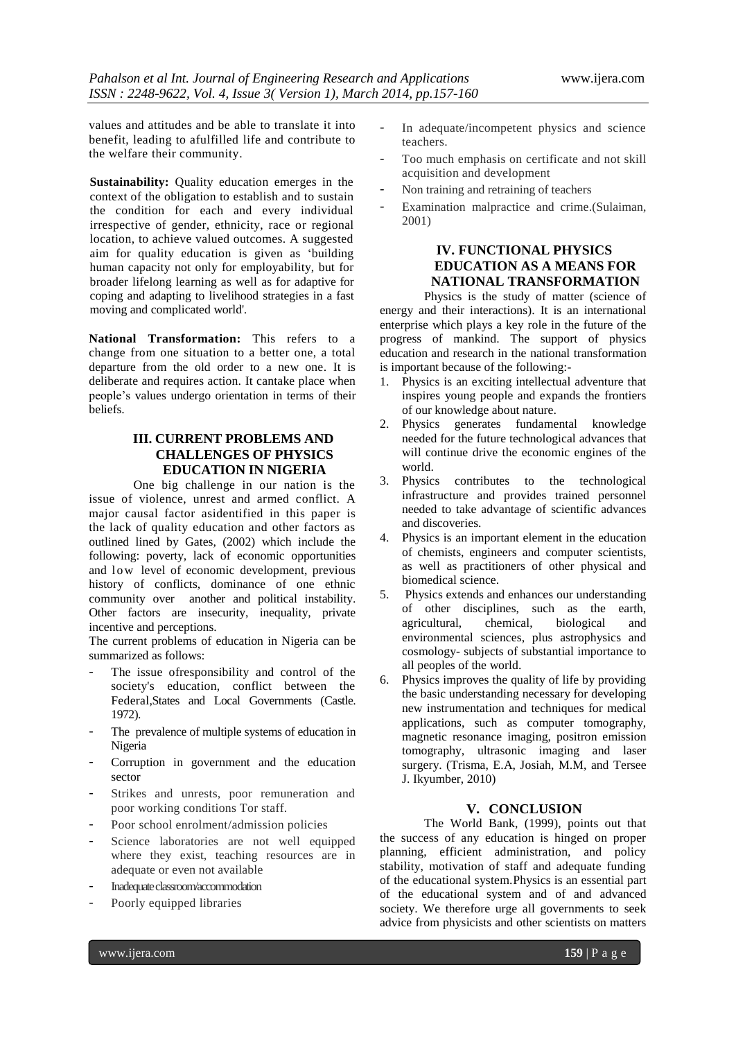values and attitudes and be able to translate it into benefit, leading to afulfilled life and contribute to the welfare their community.

**Sustainability:** Quality education emerges in the context of the obligation to establish and to sustain the condition for each and every individual irrespective of gender, ethnicity, race or regional location, to achieve valued outcomes. A suggested aim for quality education is given as 'building human capacity not only for employability, but for broader lifelong learning as well as for adaptive for coping and adapting to livelihood strategies in a fast moving and complicated world'.

**National Transformation:** This refers to a change from one situation to a better one, a total departure from the old order to a new one. It is deliberate and requires action. It cantake place when people's values undergo orientation in terms of their beliefs.

## III. CURRENT PROBLEMS AND CHALLENGES OF PHYSICS EDUCATION IN NIGERIA

One big challenge in our nation is the issue of violence, unrest and armed conflict. A major causal factor asidentified in this paper is the lack of quality education and other factors as outlined lined by Gates, (2002) which include the following: poverty, lack of economic opportunities and low level of economic development, previous history of conflicts, dominance of one ethnic community over another and political instability. Other factors are insecurity, inequality, private incentive and perceptions.

The current problems of education in Nigeria can be summarized as follows:

- The issue ofresponsibility and control of the society's education, conflict between the Federal,States and Local Governments (Castle. 1972).
- The prevalence of multiple systems of education in Nigeria
- Corruption in government and the education sector
- Strikes and unrests, poor remuneration and poor working conditions Tor staff.
- Poor school enrolment/admission policies
- Science laboratories are not well equipped where they exist, teaching resources are in adequate or even not available
- Inadequate classroom/accommodation
- Poorly equipped libraries
- In adequate/incompetent physics and science teachers.
- Too much emphasis on certificate and not skill acquisition and development
- Non training and retraining of teachers
- Examination malpractice and crime.(Sulaiman, 2001)

## IV. FUNCTIONAL PHYSICS EDUCATION AS A MEANS FOR NATIONAL TRANSFORMATION

Physics is the study of matter (science of energy and their interactions). It is an international enterprise which plays a key role in the future of the progress of mankind. The support of physics education and research in the national transformation is important because of the following:-

1. Physics is an exciting intellectual adventure that inspires young people and expands the frontiers of our knowledge about nature.
2. Physics generates fundamental knowledge needed for the future technological advances that will continue drive the economic engines of the world.
3. Physics contributes to the technological infrastructure and provides trained personnel needed to take advantage of scientific advances and discoveries.
4. Physics is an important element in the education of chemists, engineers and computer scientists, as well as practitioners of other physical and biomedical science.
5. Physics extends and enhances our understanding of other disciplines, such as the earth, agricultural, chemical, biological and environmental sciences, plus astrophysics and cosmology- subjects of substantial importance to all peoples of the world.
6. Physics improves the quality of life by providing the basic understanding necessary for developing new instrumentation and techniques for medical applications, such as computer tomography, magnetic resonance imaging, positron emission tomography, ultrasonic imaging and laser surgery. (Trisma, E.A, Josiah, M.M, and Tersee J. Ikyumber, 2010)

## V. CONCLUSION

The World Bank, (1999), points out that the success of any education is hinged on proper planning, efficient administration, and policy stability, motivation of staff and adequate funding of the educational system.Physics is an essential part of the educational system and of and advanced society. We therefore urge all governments to seek advice from physicists and other scientists on matters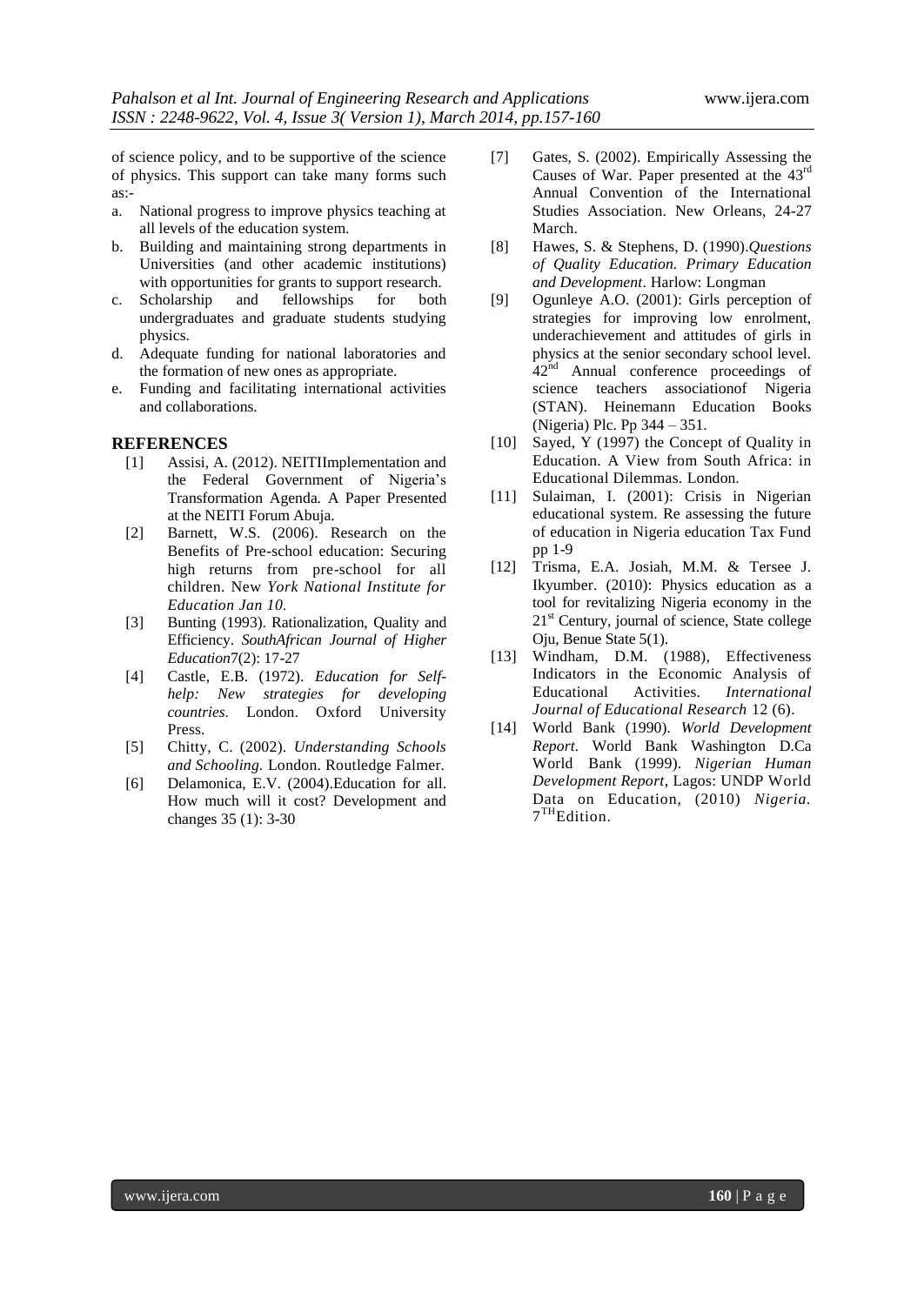of science policy, and to be supportive of the science of physics. This support can take many forms such as:-

a. National progress to improve physics teaching at all levels of the education system.
b. Building and maintaining strong departments in Universities (and other academic institutions) with opportunities for grants to support research.
c. Scholarship and fellowships for both undergraduates and graduate students studying physics.
d. Adequate funding for national laboratories and the formation of new ones as appropriate.
e. Funding and facilitating international activities and collaborations.

## REFERENCES

[1] Assisi, A. (2012). NEITIImplementation and the Federal Government of Nigeria's Transformation Agenda. A Paper Presented at the NEITI Forum Abuja.

[2] Barnett, W.S. (2006). Research on the Benefits of Pre-school education: Securing high returns from pre-school for all children. New *York National Institute for Education Jan 10.*

[3] Bunting (1993). Rationalization, Quality and Efficiency. *SouthAfrican Journal of Higher Education*7(2): 17-27

[4] Castle, E.B. (1972). *Education for Self-help: New strategies for developing countries.* London. Oxford University Press.

[5] Chitty, C. (2002). *Understanding Schools and Schooling.* London. Routledge Falmer.

[6] Delamonica, E.V. (2004).Education for all. How much will it cost? Development and changes 35 (1): 3-30

[7] Gates, S. (2002). Empirically Assessing the Causes of War. Paper presented at the 43rd Annual Convention of the International Studies Association. New Orleans, 24-27 March.

[8] Hawes, S. & Stephens, D. (1990).*Questions of Quality Education. Primary Education and Development*. Harlow: Longman

[9] Ogunleye A.O. (2001): Girls perception of strategies for improving low enrolment, underachievement and attitudes of girls in physics at the senior secondary school level. 42nd Annual conference proceedings of science teachers associationof Nigeria (STAN). Heinemann Education Books (Nigeria) Plc. Pp 344 – 351.

[10] Sayed, Y (1997) the Concept of Quality in Education. A View from South Africa: in Educational Dilemmas. London.

[11] Sulaiman, I. (2001): Crisis in Nigerian educational system. Re assessing the future of education in Nigeria education Tax Fund pp 1-9

[12] Trisma, E.A. Josiah, M.M. & Tersee J. Ikyumber. (2010): Physics education as a tool for revitalizing Nigeria economy in the 21st Century, journal of science, State college Oju, Benue State 5(1).

[13] Windham, D.M. (1988), Effectiveness Indicators in the Economic Analysis of Educational Activities. *International Journal of Educational Research* 12 (6).

[14] World Bank (1990). *World Development Report.* World Bank Washington D.Ca World Bank (1999). *Nigerian Human Development Report*, Lagos: UNDP World Data on Education, (2010) *Nigeria.* 7TH Edition.